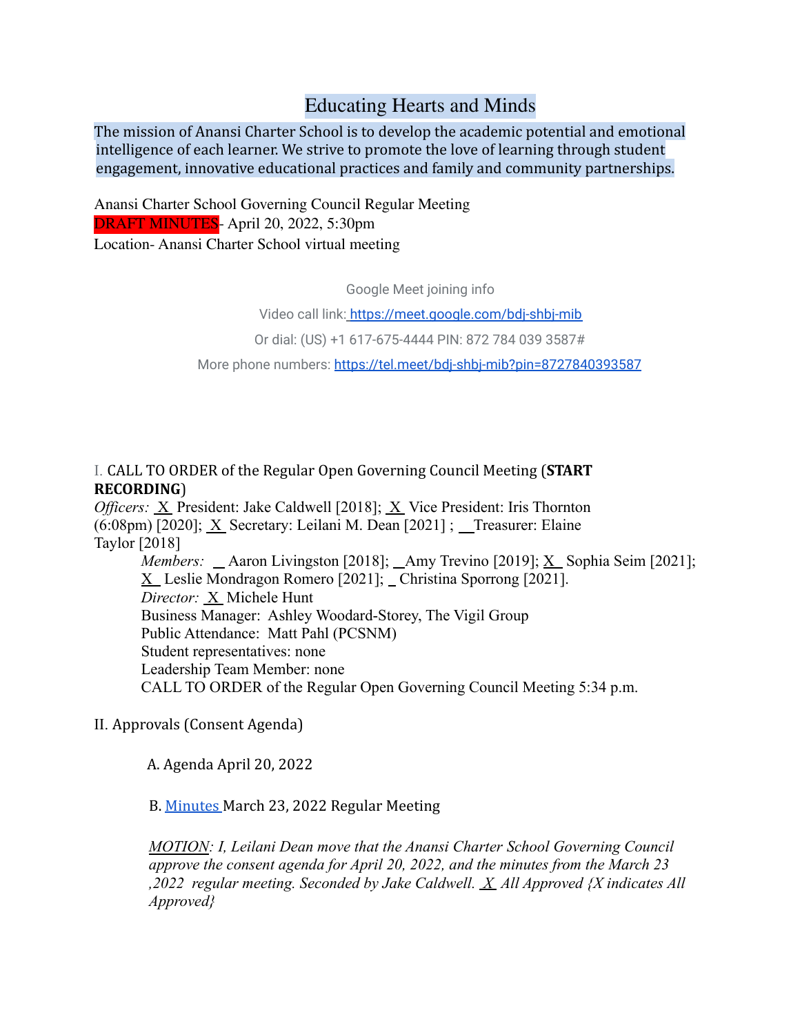# Educating Hearts and Minds

The mission of Anansi Charter School is to develop the academic potential and emotional intelligence of each learner. We strive to promote the love of learning through student engagement, innovative educational practices and family and community partnerships.

Anansi Charter School Governing Council Regular Meeting
DRAFT MINUTES- April 20, 2022, 5:30pm
Location- Anansi Charter School virtual meeting

Google Meet joining info

Video call link: https://meet.google.com/bdj-shbj-mib

Or dial: (US) +1 617-675-4444 PIN: 872 784 039 3587#

More phone numbers: https://tel.meet/bdj-shbj-mib?pin=8727840393587

I. CALL TO ORDER of the Regular Open Governing Council Meeting (**START RECORDING**)

*Officers:* X President: Jake Caldwell [2018]; X Vice President: Iris Thornton (6:08pm) [2020]; X Secretary: Leilani M. Dean [2021] ; __Treasurer: Elaine Taylor [2018]

*Members:* __ Aaron Livingston [2018]; __Amy Trevino [2019]; X Sophia Seim [2021]; X Leslie Mondragon Romero [2021]; _ Christina Sporrong [2021].

*Director:* X Michele Hunt

Business Manager: Ashley Woodard-Storey, The Vigil Group

Public Attendance: Matt Pahl (PCSNM)

Student representatives: none

Leadership Team Member: none

CALL TO ORDER of the Regular Open Governing Council Meeting 5:34 p.m.

II. Approvals (Consent Agenda)

A. Agenda April 20, 2022

B. Minutes March 23, 2022 Regular Meeting

*MOTION: I, Leilani Dean move that the Anansi Charter School Governing Council approve the consent agenda for April 20, 2022, and the minutes from the March 23 ,2022 regular meeting. Seconded by Jake Caldwell. X All Approved {X indicates All Approved}*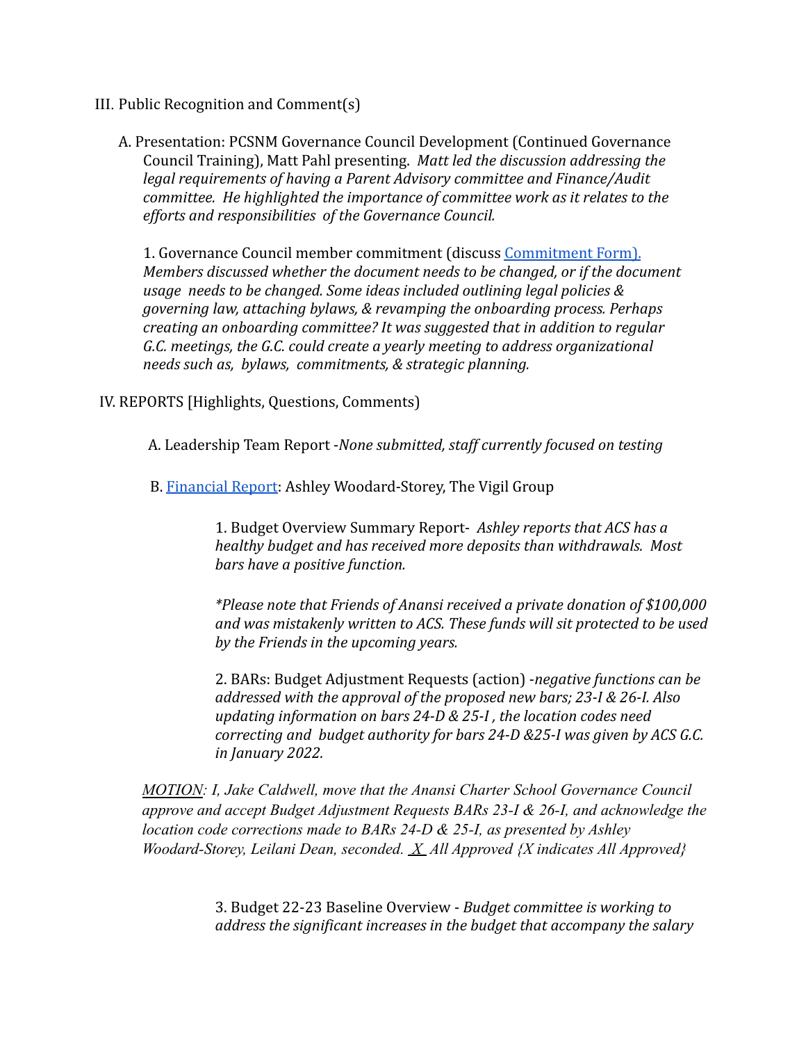III. Public Recognition and Comment(s)

A. Presentation: PCSNM Governance Council Development (Continued Governance Council Training), Matt Pahl presenting. *Matt led the discussion addressing the legal requirements of having a Parent Advisory committee and Finance/Audit committee. He highlighted the importance of committee work as it relates to the efforts and responsibilities of the Governance Council.*

1. Governance Council member commitment (discuss [Commitment Form).](#) *Members discussed whether the document needs to be changed, or if the document usage needs to be changed. Some ideas included outlining legal policies & governing law, attaching bylaws, & revamping the onboarding process. Perhaps creating an onboarding committee? It was suggested that in addition to regular G.C. meetings, the G.C. could create a yearly meeting to address organizational needs such as, bylaws, commitments, & strategic planning.*

IV. REPORTS [Highlights, Questions, Comments)

A. Leadership Team Report -*None submitted, staff currently focused on testing*

B. [Financial Report](#): Ashley Woodard-Storey, The Vigil Group

1. Budget Overview Summary Report- *Ashley reports that ACS has a healthy budget and has received more deposits than withdrawals. Most bars have a positive function.*

*\*Please note that Friends of Anansi received a private donation of $100,000 and was mistakenly written to ACS. These funds will sit protected to be used by the Friends in the upcoming years.*

2. BARs: Budget Adjustment Requests (action) -*negative functions can be addressed with the approval of the proposed new bars; 23-I & 26-I. Also updating information on bars 24-D & 25-I , the location codes need correcting and budget authority for bars 24-D &25-I was given by ACS G.C. in January 2022.*

*__MOTION__: I, Jake Caldwell, move that the Anansi Charter School Governance Council approve and accept Budget Adjustment Requests BARs 23-I & 26-I, and acknowledge the location code corrections made to BARs 24-D & 25-I, as presented by Ashley Woodard-Storey, Leilani Dean, seconded. __X__ All Approved {X indicates All Approved}*

3. Budget 22-23 Baseline Overview - *Budget committee is working to address the significant increases in the budget that accompany the salary*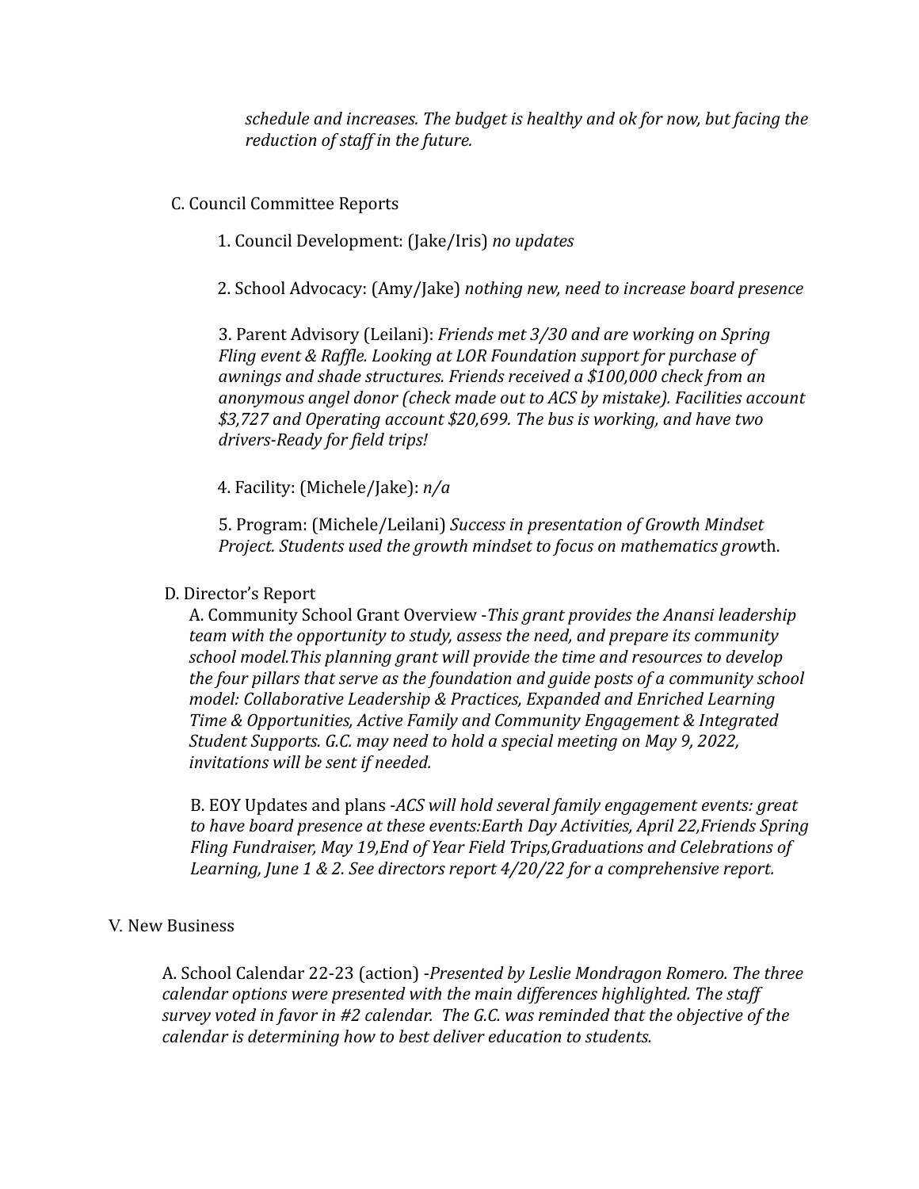*schedule and increases. The budget is healthy and ok for now, but facing the reduction of staff in the future.*

C. Council Committee Reports

1. Council Development: (Jake/Iris) *no updates*

2. School Advocacy: (Amy/Jake) *nothing new, need to increase board presence*

3. Parent Advisory (Leilani): *Friends met 3/30 and are working on Spring Fling event & Raffle. Looking at LOR Foundation support for purchase of awnings and shade structures. Friends received a $100,000 check from an anonymous angel donor (check made out to ACS by mistake). Facilities account $3,727 and Operating account $20,699. The bus is working, and have two drivers-Ready for field trips!*

4. Facility: (Michele/Jake): *n/a*

5. Program: (Michele/Leilani) *Success in presentation of Growth Mindset Project. Students used the growth mindset to focus on mathematics grow*th.

D. Director's Report

A. Community School Grant Overview -*This grant provides the Anansi leadership team with the opportunity to study, assess the need, and prepare its community school model.This planning grant will provide the time and resources to develop the four pillars that serve as the foundation and guide posts of a community school model: Collaborative Leadership & Practices, Expanded and Enriched Learning Time & Opportunities, Active Family and Community Engagement & Integrated Student Supports. G.C. may need to hold a special meeting on May 9, 2022, invitations will be sent if needed.*

B. EOY Updates and plans -*ACS will hold several family engagement events: great to have board presence at these events:Earth Day Activities, April 22,Friends Spring Fling Fundraiser, May 19,End of Year Field Trips,Graduations and Celebrations of Learning, June 1 & 2. See directors report 4/20/22 for a comprehensive report.*

V. New Business

A. School Calendar 22-23 (action) -*Presented by Leslie Mondragon Romero. The three calendar options were presented with the main differences highlighted. The staff survey voted in favor in #2 calendar. The G.C. was reminded that the objective of the calendar is determining how to best deliver education to students.*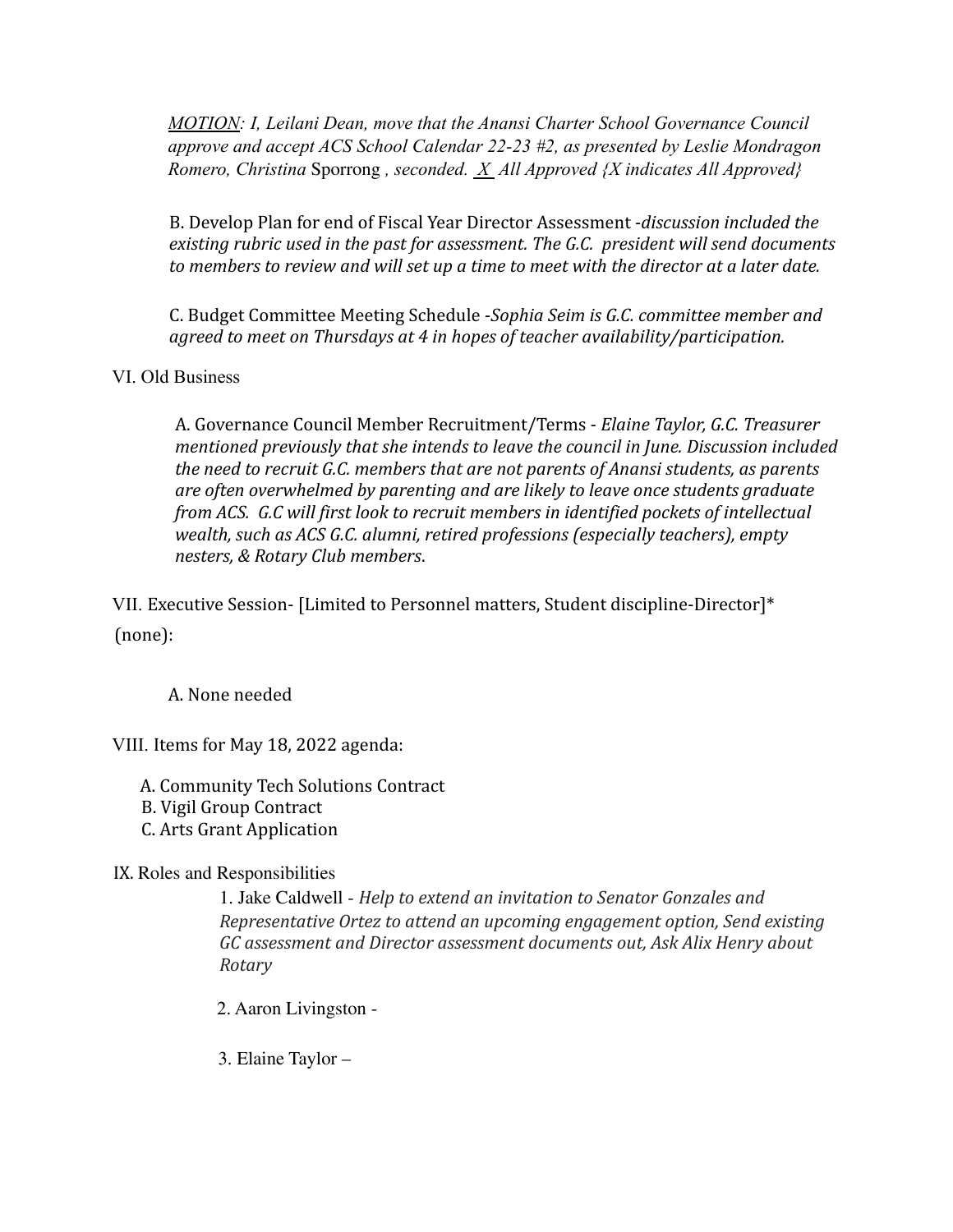*<u>MOTION</u>: I, Leilani Dean, move that the Anansi Charter School Governance Council approve and accept ACS School Calendar 22-23 #2, as presented by Leslie Mondragon Romero, Christina* Sporrong *, seconded. <u>X</u> All Approved {X indicates All Approved}*

B. Develop Plan for end of Fiscal Year Director Assessment -*discussion included the existing rubric used in the past for assessment. The G.C. president will send documents to members to review and will set up a time to meet with the director at a later date.*

C. Budget Committee Meeting Schedule -*Sophia Seim is G.C. committee member and agreed to meet on Thursdays at 4 in hopes of teacher availability/participation.*

VI. Old Business

A. Governance Council Member Recruitment/Terms - *Elaine Taylor, G.C. Treasurer mentioned previously that she intends to leave the council in June. Discussion included the need to recruit G.C. members that are not parents of Anansi students, as parents are often overwhelmed by parenting and are likely to leave once students graduate from ACS. G.C will first look to recruit members in identified pockets of intellectual wealth, such as ACS G.C. alumni, retired professions (especially teachers), empty nesters, & Rotary Club members*.

VII. Executive Session- [Limited to Personnel matters, Student discipline-Director]* (none):

A. None needed

VIII. Items for May 18, 2022 agenda:

A. Community Tech Solutions Contract
B. Vigil Group Contract
C. Arts Grant Application

IX. Roles and Responsibilities

1. Jake Caldwell - *Help to extend an invitation to Senator Gonzales and Representative Ortez to attend an upcoming engagement option, Send existing GC assessment and Director assessment documents out, Ask Alix Henry about Rotary*

2. Aaron Livingston -

3. Elaine Taylor –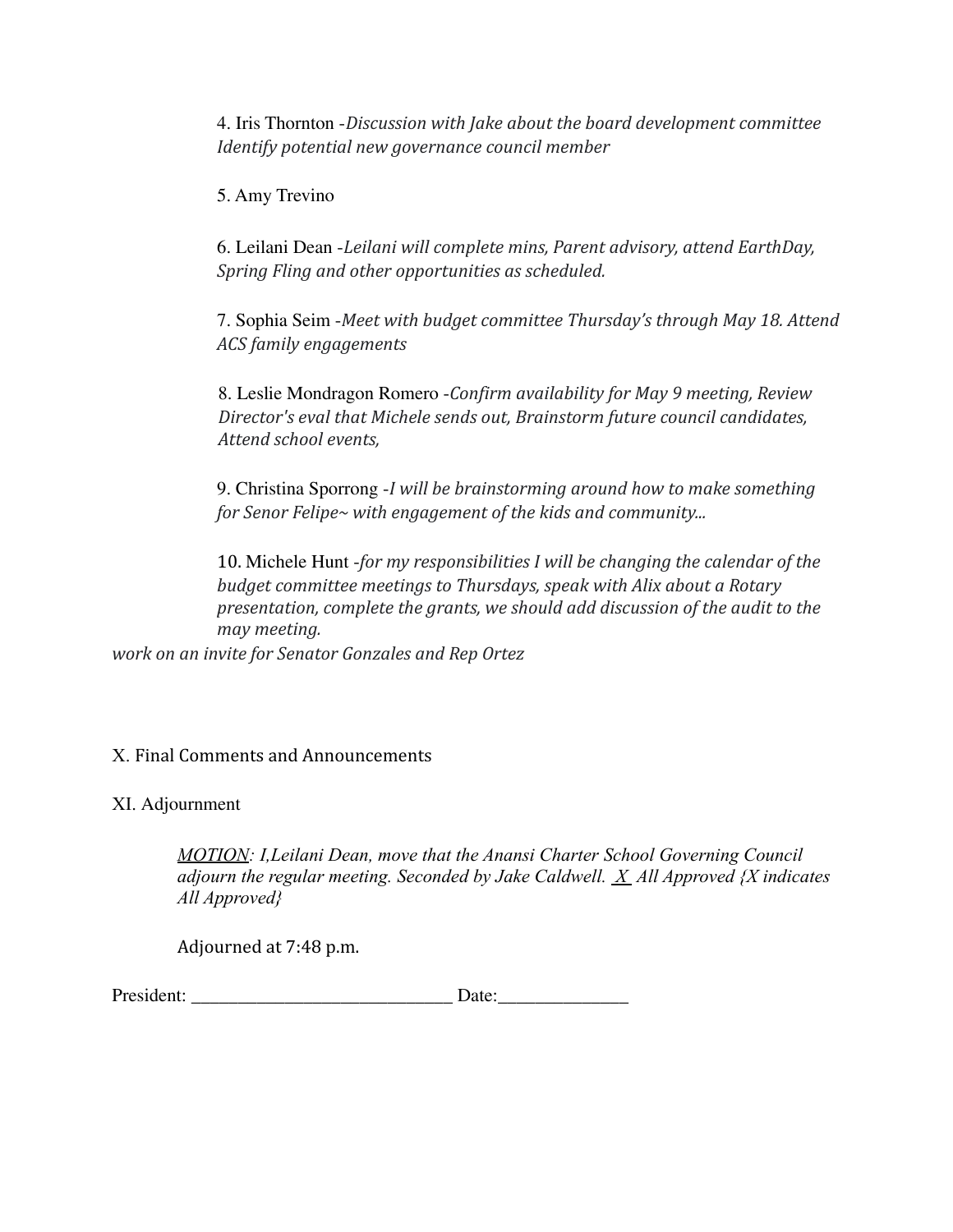4. Iris Thornton -*Discussion with Jake about the board development committee Identify potential new governance council member*

5. Amy Trevino

6. Leilani Dean -*Leilani will complete mins, Parent advisory, attend EarthDay, Spring Fling and other opportunities as scheduled.*

7. Sophia Seim -*Meet with budget committee Thursday's through May 18. Attend ACS family engagements*

8. Leslie Mondragon Romero -*Confirm availability for May 9 meeting, Review Director's eval that Michele sends out, Brainstorm future council candidates, Attend school events,*

9. Christina Sporrong -*I will be brainstorming around how to make something for Senor Felipe~ with engagement of the kids and community...*

10. Michele Hunt -*for my responsibilities I will be changing the calendar of the budget committee meetings to Thursdays, speak with Alix about a Rotary presentation, complete the grants, we should add discussion of the audit to the may meeting.*

*work on an invite for Senator Gonzales and Rep Ortez*

X. Final Comments and Announcements

XI. Adjournment

> *MOTION: I,Leilani Dean, move that the Anansi Charter School Governing Council adjourn the regular meeting. Seconded by Jake Caldwell. X All Approved {X indicates All Approved}*
>
> Adjourned at 7:48 p.m.

President: ______________________________ Date:______________